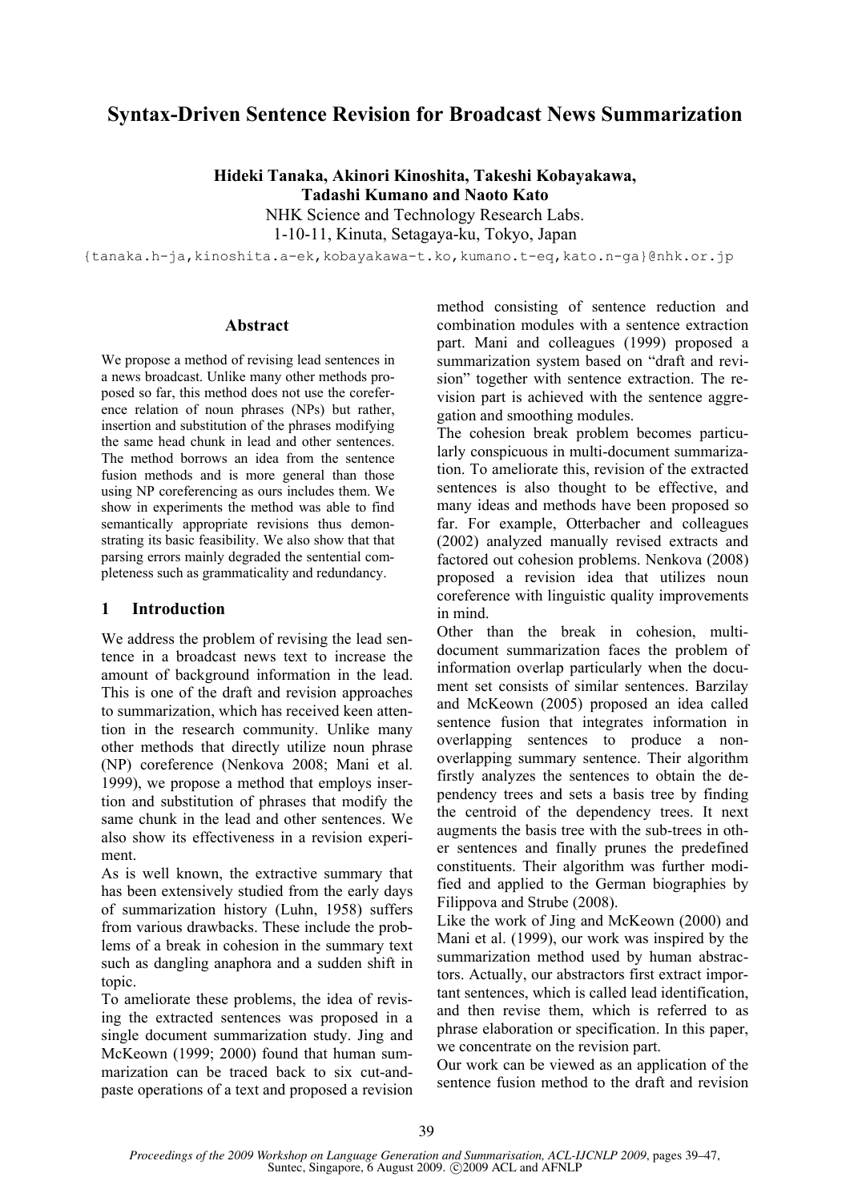# Syntax-Driven Sentence Revision for Broadcast News Summarization

**Hideki Tanaka, Akinori Kinoshita, Takeshi Kobayakawa, Tadashi Kumano and Naoto Kato**

NHK Science and Technology Research Labs.
1-10-11, Kinuta, Setagaya-ku, Tokyo, Japan

{tanaka.h-ja,kinoshita.a-ek,kobayakawa-t.ko,kumano.t-eq,kato.n-ga}@nhk.or.jp

## Abstract

We propose a method of revising lead sentences in a news broadcast. Unlike many other methods proposed so far, this method does not use the coreference relation of noun phrases (NPs) but rather, insertion and substitution of the phrases modifying the same head chunk in lead and other sentences. The method borrows an idea from the sentence fusion methods and is more general than those using NP coreferencing as ours includes them. We show in experiments the method was able to find semantically appropriate revisions thus demonstrating its basic feasibility. We also show that that parsing errors mainly degraded the sentential completeness such as grammaticality and redundancy.

## 1 Introduction

We address the problem of revising the lead sentence in a broadcast news text to increase the amount of background information in the lead. This is one of the draft and revision approaches to summarization, which has received keen attention in the research community. Unlike many other methods that directly utilize noun phrase (NP) coreference (Nenkova 2008; Mani et al. 1999), we propose a method that employs insertion and substitution of phrases that modify the same chunk in the lead and other sentences. We also show its effectiveness in a revision experiment.

As is well known, the extractive summary that has been extensively studied from the early days of summarization history (Luhn, 1958) suffers from various drawbacks. These include the problems of a break in cohesion in the summary text such as dangling anaphora and a sudden shift in topic.

To ameliorate these problems, the idea of revising the extracted sentences was proposed in a single document summarization study. Jing and McKeown (1999; 2000) found that human summarization can be traced back to six cut-and-paste operations of a text and proposed a revision method consisting of sentence reduction and combination modules with a sentence extraction part. Mani and colleagues (1999) proposed a summarization system based on "draft and revision" together with sentence extraction. The revision part is achieved with the sentence aggregation and smoothing modules.

The cohesion break problem becomes particularly conspicuous in multi-document summarization. To ameliorate this, revision of the extracted sentences is also thought to be effective, and many ideas and methods have been proposed so far. For example, Otterbacher and colleagues (2002) analyzed manually revised extracts and factored out cohesion problems. Nenkova (2008) proposed a revision idea that utilizes noun coreference with linguistic quality improvements in mind.

Other than the break in cohesion, multi-document summarization faces the problem of information overlap particularly when the document set consists of similar sentences. Barzilay and McKeown (2005) proposed an idea called sentence fusion that integrates information in overlapping sentences to produce a non-overlapping summary sentence. Their algorithm firstly analyzes the sentences to obtain the dependency trees and sets a basis tree by finding the centroid of the dependency trees. It next augments the basis tree with the sub-trees in other sentences and finally prunes the predefined constituents. Their algorithm was further modified and applied to the German biographies by Filippova and Strube (2008).

Like the work of Jing and McKeown (2000) and Mani et al. (1999), our work was inspired by the summarization method used by human abstractors. Actually, our abstractors first extract important sentences, which is called lead identification, and then revise them, which is referred to as phrase elaboration or specification. In this paper, we concentrate on the revision part.

Our work can be viewed as an application of the sentence fusion method to the draft and revision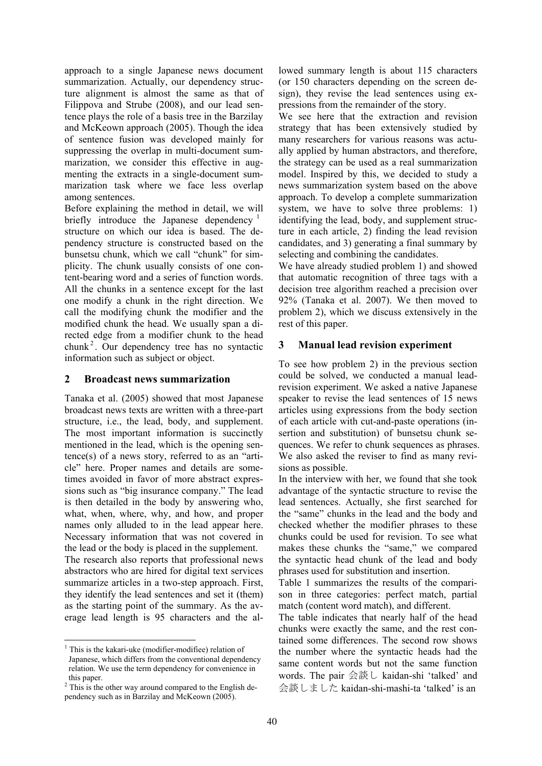approach to a single Japanese news document summarization. Actually, our dependency structure alignment is almost the same as that of Filippova and Strube (2008), and our lead sentence plays the role of a basis tree in the Barzilay and McKeown approach (2005). Though the idea of sentence fusion was developed mainly for suppressing the overlap in multi-document summarization, we consider this effective in augmenting the extracts in a single-document summarization task where we face less overlap among sentences.

Before explaining the method in detail, we will briefly introduce the Japanese dependency [1] structure on which our idea is based. The dependency structure is constructed based on the bunsetsu chunk, which we call "chunk" for simplicity. The chunk usually consists of one content-bearing word and a series of function words. All the chunks in a sentence except for the last one modify a chunk in the right direction. We call the modifying chunk the modifier and the modified chunk the head. We usually span a directed edge from a modifier chunk to the head chunk [2]. Our dependency tree has no syntactic information such as subject or object.

## 2 Broadcast news summarization

Tanaka et al. (2005) showed that most Japanese broadcast news texts are written with a three-part structure, i.e., the lead, body, and supplement. The most important information is succinctly mentioned in the lead, which is the opening sentence(s) of a news story, referred to as an "article" here. Proper names and details are sometimes avoided in favor of more abstract expressions such as "big insurance company." The lead is then detailed in the body by answering who, what, when, where, why, and how, and proper names only alluded to in the lead appear here. Necessary information that was not covered in the lead or the body is placed in the supplement.

The research also reports that professional news abstractors who are hired for digital text services summarize articles in a two-step approach. First, they identify the lead sentences and set it (them) as the starting point of the summary. As the average lead length is 95 characters and the allowed summary length is about 115 characters (or 150 characters depending on the screen design), they revise the lead sentences using expressions from the remainder of the story.

We see here that the extraction and revision strategy that has been extensively studied by many researchers for various reasons was actually applied by human abstractors, and therefore, the strategy can be used as a real summarization model. Inspired by this, we decided to study a news summarization system based on the above approach. To develop a complete summarization system, we have to solve three problems: 1) identifying the lead, body, and supplement structure in each article, 2) finding the lead revision candidates, and 3) generating a final summary by selecting and combining the candidates.

We have already studied problem 1) and showed that automatic recognition of three tags with a decision tree algorithm reached a precision over 92% (Tanaka et al. 2007). We then moved to problem 2), which we discuss extensively in the rest of this paper.

## 3 Manual lead revision experiment

To see how problem 2) in the previous section could be solved, we conducted a manual lead-revision experiment. We asked a native Japanese speaker to revise the lead sentences of 15 news articles using expressions from the body section of each article with cut-and-paste operations (insertion and substitution) of bunsetsu chunk sequences. We refer to chunk sequences as phrases. We also asked the reviser to find as many revisions as possible.

In the interview with her, we found that she took advantage of the syntactic structure to revise the lead sentences. Actually, she first searched for the "same" chunks in the lead and the body and checked whether the modifier phrases to these chunks could be used for revision. To see what makes these chunks the "same," we compared the syntactic head chunk of the lead and body phrases used for substitution and insertion.

Table 1 summarizes the results of the comparison in three categories: perfect match, partial match (content word match), and different.

The table indicates that nearly half of the head chunks were exactly the same, and the rest contained some differences. The second row shows the number where the syntactic heads had the same content words but not the same function words. The pair 会談し kaidan-shi 'talked' and 会談しました kaidan-shi-mashi-ta 'talked' is an

---

[1] This is the kakari-uke (modifier-modifiee) relation of Japanese, which differs from the conventional dependency relation. We use the term dependency for convenience in this paper.

[2] This is the other way around compared to the English dependency such as in Barzilay and McKeown (2005).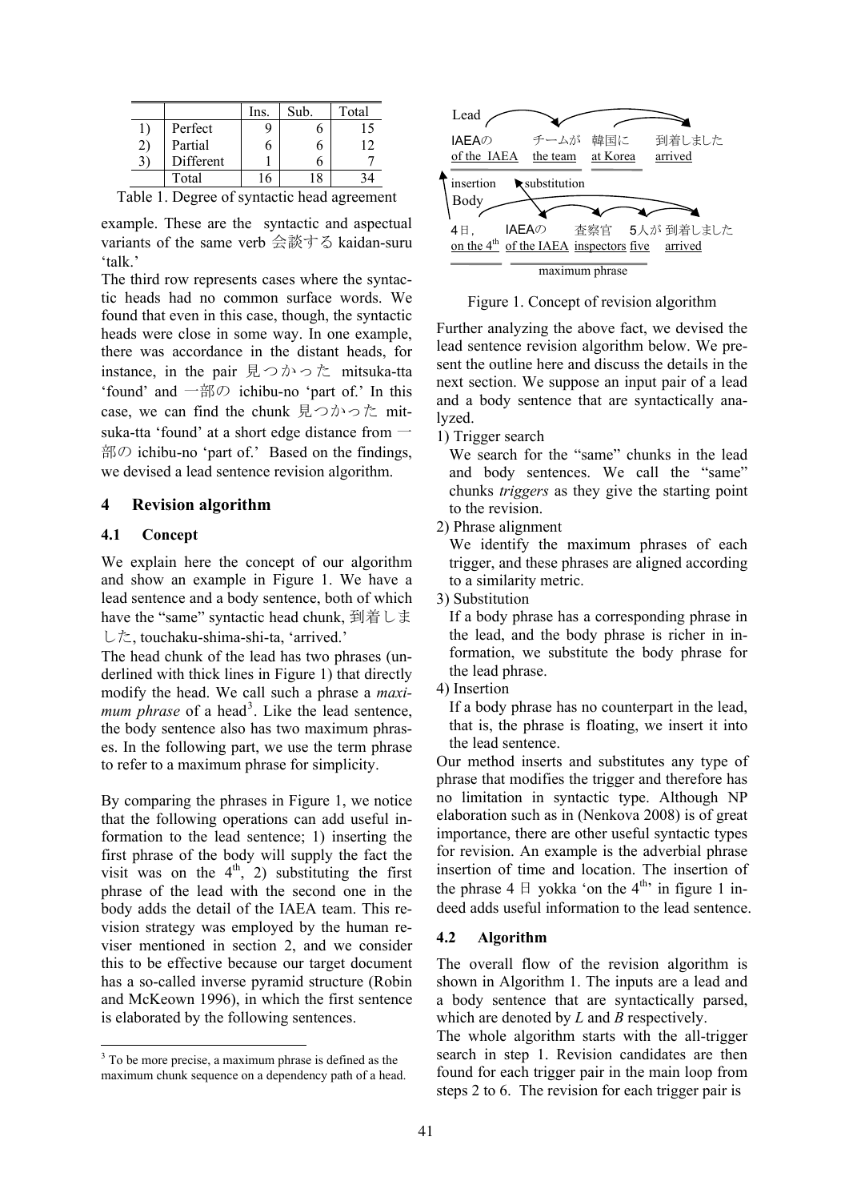| | | Ins. | Sub. | Total |
|---|---|---|---|---|
| 1) | Perfect | 9 | 6 | 15 |
| 2) | Partial | 6 | 6 | 12 |
| 3) | Different | 1 | 6 | 7 |
| | Total | 16 | 18 | 34 |

Table 1. Degree of syntactic head agreement

example. These are the syntactic and aspectual variants of the same verb 会談する kaidan-suru 'talk.'

The third row represents cases where the syntactic heads had no common surface words. We found that even in this case, though, the syntactic heads were close in some way. In one example, there was accordance in the distant heads, for instance, in the pair 見つかった mitsuka-tta 'found' and 一部の ichibu-no 'part of.' In this case, we can find the chunk 見つかった mitsuka-tta 'found' at a short edge distance from 一部の ichibu-no 'part of.' Based on the findings, we devised a lead sentence revision algorithm.

## 4 Revision algorithm

### 4.1 Concept

We explain here the concept of our algorithm and show an example in Figure 1. We have a lead sentence and a body sentence, both of which have the "same" syntactic head chunk, 到着しました, touchaku-shima-shi-ta, 'arrived.'

The head chunk of the lead has two phrases (underlined with thick lines in Figure 1) that directly modify the head. We call such a phrase a *maximum phrase* of a head[3]. Like the lead sentence, the body sentence also has two maximum phrases. In the following part, we use the term phrase to refer to a maximum phrase for simplicity.

By comparing the phrases in Figure 1, we notice that the following operations can add useful information to the lead sentence; 1) inserting the first phrase of the body will supply the fact the visit was on the 4th, 2) substituting the first phrase of the lead with the second one in the body adds the detail of the IAEA team. This revision strategy was employed by the human reviser mentioned in section 2, and we consider this to be effective because our target document has a so-called inverse pyramid structure (Robin and McKeown 1996), in which the first sentence is elaborated by the following sentences.

[3] To be more precise, a maximum phrase is defined as the maximum chunk sequence on a dependency path of a head.

Lead
IAEAの チームが 韓国に 到着しました
of the IAEA the team at Korea arrived

insertion substitution

Body
4日, IAEAの 査察官 5人が 到着しました
on the 4th of the IAEA inspectors five arrived

maximum phrase

Figure 1. Concept of revision algorithm

Further analyzing the above fact, we devised the lead sentence revision algorithm below. We present the outline here and discuss the details in the next section. We suppose an input pair of a lead and a body sentence that are syntactically analyzed.

1) Trigger search
   We search for the "same" chunks in the lead and body sentences. We call the "same" chunks *triggers* as they give the starting point to the revision.
2) Phrase alignment
   We identify the maximum phrases of each trigger, and these phrases are aligned according to a similarity metric.
3) Substitution
   If a body phrase has a corresponding phrase in the lead, and the body phrase is richer in information, we substitute the body phrase for the lead phrase.
4) Insertion
   If a body phrase has no counterpart in the lead, that is, the phrase is floating, we insert it into the lead sentence.

Our method inserts and substitutes any type of phrase that modifies the trigger and therefore has no limitation in syntactic type. Although NP elaboration such as in (Nenkova 2008) is of great importance, there are other useful syntactic types for revision. An example is the adverbial phrase insertion of time and location. The insertion of the phrase 4日 yokka 'on the 4th' in figure 1 indeed adds useful information to the lead sentence.

### 4.2 Algorithm

The overall flow of the revision algorithm is shown in Algorithm 1. The inputs are a lead and a body sentence that are syntactically parsed, which are denoted by *L* and *B* respectively.

The whole algorithm starts with the all-trigger search in step 1. Revision candidates are then found for each trigger pair in the main loop from steps 2 to 6. The revision for each trigger pair is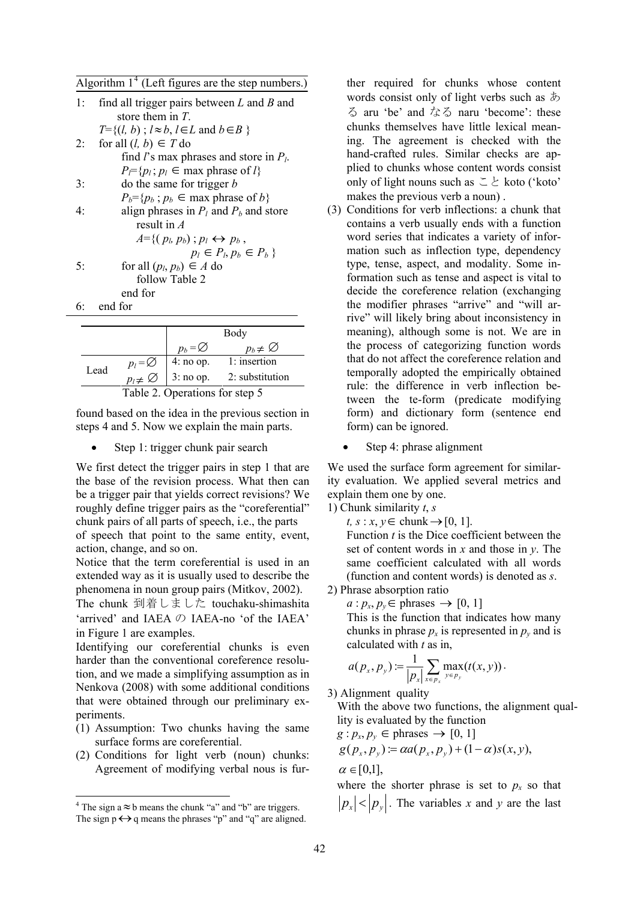Algorithm 1[4] (Left figures are the step numbers.)

```
1:  find all trigger pairs between L and B and
        store them in T.
    T={(l, b) ; l≈b, l∈L and b∈B }
2:  for all (l, b) ∈ T do
        find l's max phrases and store in P_l.
        P_l={p_l ; p_l ∈ max phrase of l}
3:      do the same for trigger b
        P_b={p_b ; p_b ∈ max phrase of b}
4:      align phrases in P_l and P_b and store
            result in A
            A={( p_l, p_b) ; p_l ↔ p_b ,
                    p_l ∈ P_l, p_b ∈ P_b }
5:      for all (p_l, p_b) ∈ A do
            follow Table 2
        end for
6:  end for
```

| | | Body | |
|---|---|---|---|
| | | $p_b = \varnothing$ | $p_b \neq \varnothing$ |
| Lead | $p_l = \varnothing$ | 4: no op. | 1: insertion |
| | $p_l \neq \varnothing$ | 3: no op. | 2: substitution |

Table 2. Operations for step 5

found based on the idea in the previous section in steps 4 and 5. Now we explain the main parts.

- Step 1: trigger chunk pair search

We first detect the trigger pairs in step 1 that are the base of the revision process. What then can be a trigger pair that yields correct revisions? We roughly define trigger pairs as the "coreferential" chunk pairs of all parts of speech, i.e., the parts of speech that point to the same entity, event, action, change, and so on.

Notice that the term coreferential is used in an extended way as it is usually used to describe the phenomena in noun group pairs (Mitkov, 2002).

The chunk 到着しました touchaku-shimashita 'arrived' and IAEA の IAEA-no 'of the IAEA' in Figure 1 are examples.

Identifying our coreferential chunks is even harder than the conventional coreference resolution, and we made a simplifying assumption as in Nenkova (2008) with some additional conditions that were obtained through our preliminary experiments.

(1) Assumption: Two chunks having the same surface forms are coreferential.
(2) Conditions for light verb (noun) chunks: Agreement of modifying verbal nous is further required for chunks whose content words consist only of light verbs such as ある aru 'be' and なる naru 'become': these chunks themselves have little lexical meaning. The agreement is checked with the hand-crafted rules. Similar checks are applied to chunks whose content words consist only of light nouns such as こと koto ('koto' makes the previous verb a noun) .
(3) Conditions for verb inflections: a chunk that contains a verb usually ends with a function word series that indicates a variety of information such as inflection type, dependency type, tense, aspect, and modality. Some information such as tense and aspect is vital to decide the coreference relation (exchanging the modifier phrases "arrive" and "will arrive" will likely bring about inconsistency in meaning), although some is not. We are in the process of categorizing function words that do not affect the coreference relation and temporally adopted the empirically obtained rule: the difference in verb inflection between the te-form (predicate modifying form) and dictionary form (sentence end form) can be ignored.

- Step 4: phrase alignment

We used the surface form agreement for similarity evaluation. We applied several metrics and explain them one by one.

1) Chunk similarity $t$, $s$

   $t,\ s : x, y \in$ chunk $\rightarrow [0, 1]$.

   Function $t$ is the Dice coefficient between the set of content words in $x$ and those in $y$. The same coefficient calculated with all words (function and content words) is denoted as $s$.

2) Phrase absorption ratio

   $a : p_x, p_y \in$ phrases $\rightarrow [0, 1]$

   This is the function that indicates how many chunks in phrase $p_x$ is represented in $p_y$ and is calculated with $t$ as in,

   $$a(p_x, p_y) := \frac{1}{|p_x|} \sum_{x \in p_x} \max_{y \in p_y}(t(x, y)).$$

3) Alignment quality

   With the above two functions, the alignment quality is evaluated by the function

   $g : p_x, p_y \in$ phrases $\rightarrow [0, 1]$

   $$g(p_x, p_y) := \alpha a(p_x, p_y) + (1-\alpha) s(x, y),$$

   $\alpha \in [0,1]$,

   where the shorter phrase is set to $p_x$ so that $|p_x| < |p_y|$. The variables $x$ and $y$ are the last

[4] The sign a ≈ b means the chunk "a" and "b" are triggers. The sign p ↔ q means the phrases "p" and "q" are aligned.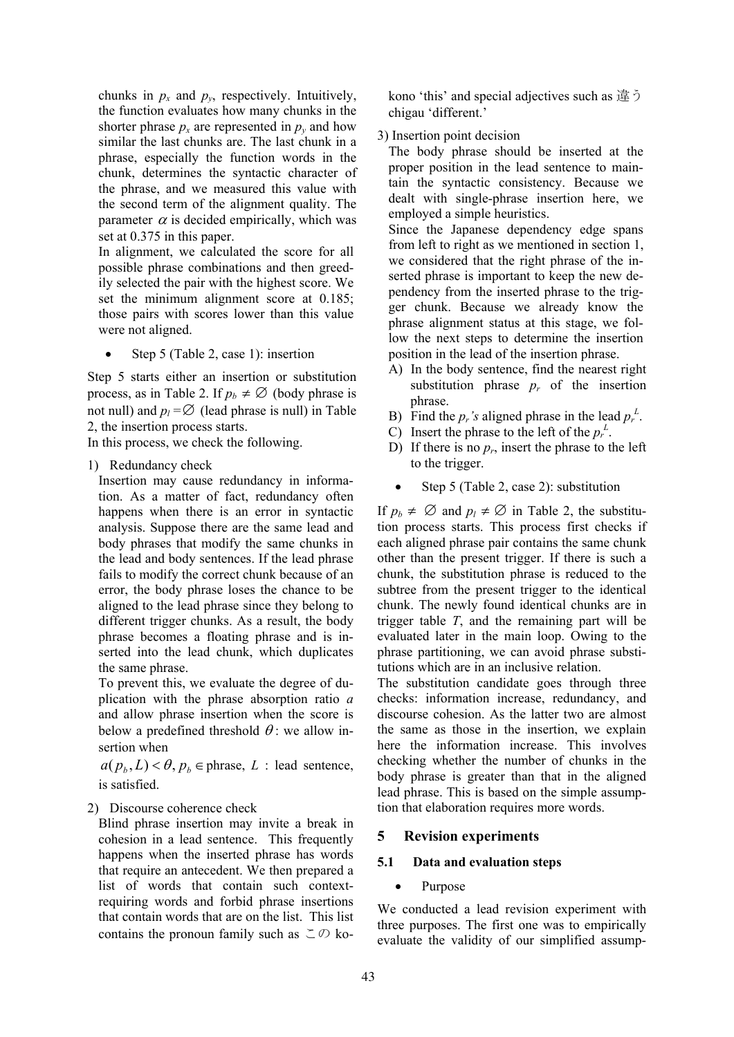chunks in $p_x$ and $p_y$, respectively. Intuitively, the function evaluates how many chunks in the shorter phrase $p_x$ are represented in $p_y$ and how similar the last chunks are. The last chunk in a phrase, especially the function words in the chunk, determines the syntactic character of the phrase, and we measured this value with the second term of the alignment quality. The parameter $\alpha$ is decided empirically, which was set at 0.375 in this paper.

In alignment, we calculated the score for all possible phrase combinations and then greedily selected the pair with the highest score. We set the minimum alignment score at 0.185; those pairs with scores lower than this value were not aligned.

- Step 5 (Table 2, case 1): insertion

Step 5 starts either an insertion or substitution process, as in Table 2. If $p_b \neq \emptyset$ (body phrase is not null) and $p_l = \emptyset$ (lead phrase is null) in Table 2, the insertion process starts.

In this process, we check the following.

1) Redundancy check

   Insertion may cause redundancy in information. As a matter of fact, redundancy often happens when there is an error in syntactic analysis. Suppose there are the same lead and body phrases that modify the same chunks in the lead and body sentences. If the lead phrase fails to modify the correct chunk because of an error, the body phrase loses the chance to be aligned to the lead phrase since they belong to different trigger chunks. As a result, the body phrase becomes a floating phrase and is inserted into the lead chunk, which duplicates the same phrase.

   To prevent this, we evaluate the degree of duplication with the phrase absorption ratio $a$ and allow phrase insertion when the score is below a predefined threshold $\theta$: we allow insertion when

   $a(p_b, L) < \theta, p_b \in$ phrase, $L$ : lead sentence,

   is satisfied.

2) Discourse coherence check

   Blind phrase insertion may invite a break in cohesion in a lead sentence. This frequently happens when the inserted phrase has words that require an antecedent. We then prepared a list of words that contain such context-requiring words and forbid phrase insertions that contain words that are on the list. This list contains the pronoun family such as この kono 'this' and special adjectives such as 違う chigau 'different.'

3) Insertion point decision

   The body phrase should be inserted at the proper position in the lead sentence to maintain the syntactic consistency. Because we dealt with single-phrase insertion here, we employed a simple heuristics.

   Since the Japanese dependency edge spans from left to right as we mentioned in section 1, we considered that the right phrase of the inserted phrase is important to keep the new dependency from the inserted phrase to the trigger chunk. Because we already know the phrase alignment status at this stage, we follow the next steps to determine the insertion position in the lead of the insertion phrase.

   A) In the body sentence, find the nearest right substitution phrase $p_r$ of the insertion phrase.
   B) Find the $p_r$'s aligned phrase in the lead $p_r^L$.
   C) Insert the phrase to the left of the $p_r^L$.
   D) If there is no $p_r$, insert the phrase to the left to the trigger.

- Step 5 (Table 2, case 2): substitution

If $p_b \neq \emptyset$ and $p_l \neq \emptyset$ in Table 2, the substitution process starts. This process first checks if each aligned phrase pair contains the same chunk other than the present trigger. If there is such a chunk, the substitution phrase is reduced to the subtree from the present trigger to the identical chunk. The newly found identical chunks are in trigger table $T$, and the remaining part will be evaluated later in the main loop. Owing to the phrase partitioning, we can avoid phrase substitutions which are in an inclusive relation.

The substitution candidate goes through three checks: information increase, redundancy, and discourse cohesion. As the latter two are almost the same as those in the insertion, we explain here the information increase. This involves checking whether the number of chunks in the body phrase is greater than that in the aligned lead phrase. This is based on the simple assumption that elaboration requires more words.

## 5 Revision experiments

### 5.1 Data and evaluation steps

- Purpose

We conducted a lead revision experiment with three purposes. The first one was to empirically evaluate the validity of our simplified assump-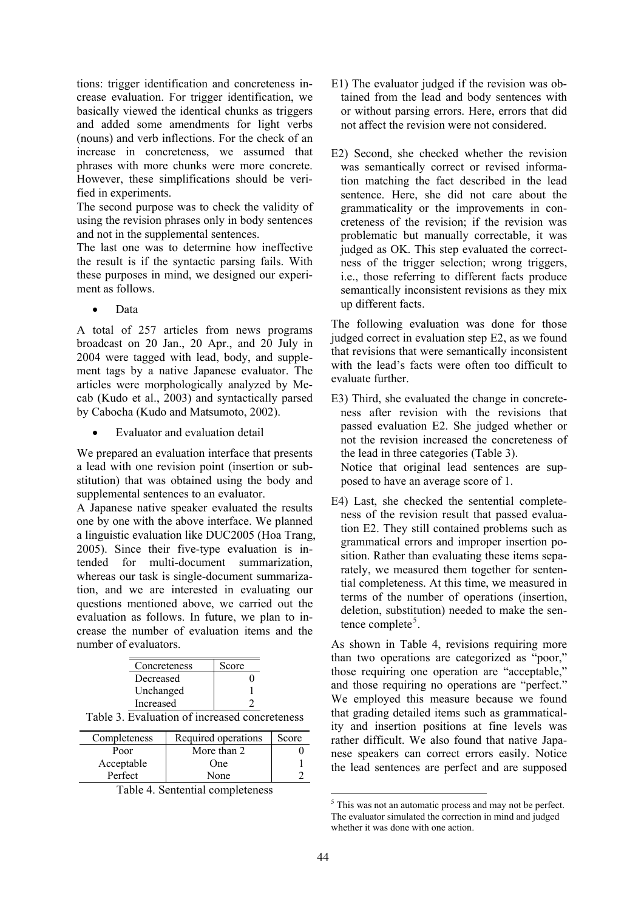tions: trigger identification and concreteness increase evaluation. For trigger identification, we basically viewed the identical chunks as triggers and added some amendments for light verbs (nouns) and verb inflections. For the check of an increase in concreteness, we assumed that phrases with more chunks were more concrete. However, these simplifications should be verified in experiments.

The second purpose was to check the validity of using the revision phrases only in body sentences and not in the supplemental sentences.

The last one was to determine how ineffective the result is if the syntactic parsing fails. With these purposes in mind, we designed our experiment as follows.

- Data

A total of 257 articles from news programs broadcast on 20 Jan., 20 Apr., and 20 July in 2004 were tagged with lead, body, and supplement tags by a native Japanese evaluator. The articles were morphologically analyzed by Mecab (Kudo et al., 2003) and syntactically parsed by Cabocha (Kudo and Matsumoto, 2002).

- Evaluator and evaluation detail

We prepared an evaluation interface that presents a lead with one revision point (insertion or substitution) that was obtained using the body and supplemental sentences to an evaluator.

A Japanese native speaker evaluated the results one by one with the above interface. We planned a linguistic evaluation like DUC2005 (Hoa Trang, 2005). Since their five-type evaluation is intended for multi-document summarization, whereas our task is single-document summarization, and we are interested in evaluating our questions mentioned above, we carried out the evaluation as follows. In future, we plan to increase the number of evaluation items and the number of evaluators.

| Concreteness | Score |
|---|---|
| Decreased | 0 |
| Unchanged | 1 |
| Increased | 2 |

Table 3. Evaluation of increased concreteness

| Completeness | Required operations | Score |
|---|---|---|
| Poor | More than 2 | 0 |
| Acceptable | One | 1 |
| Perfect | None | 2 |

Table 4. Sentential completeness

E1) The evaluator judged if the revision was obtained from the lead and body sentences with or without parsing errors. Here, errors that did not affect the revision were not considered.

E2) Second, she checked whether the revision was semantically correct or revised information matching the fact described in the lead sentence. Here, she did not care about the grammaticality or the improvements in concreteness of the revision; if the revision was problematic but manually correctable, it was judged as OK. This step evaluated the correctness of the trigger selection; wrong triggers, i.e., those referring to different facts produce semantically inconsistent revisions as they mix up different facts.

The following evaluation was done for those judged correct in evaluation step E2, as we found that revisions that were semantically inconsistent with the lead's facts were often too difficult to evaluate further.

E3) Third, she evaluated the change in concreteness after revision with the revisions that passed evaluation E2. She judged whether or not the revision increased the concreteness of the lead in three categories (Table 3).
Notice that original lead sentences are supposed to have an average score of 1.

E4) Last, she checked the sentential completeness of the revision result that passed evaluation E2. They still contained problems such as grammatical errors and improper insertion position. Rather than evaluating these items separately, we measured them together for sentential completeness. At this time, we measured in terms of the number of operations (insertion, deletion, substitution) needed to make the sentence complete[5].

As shown in Table 4, revisions requiring more than two operations are categorized as "poor," those requiring one operation are "acceptable," and those requiring no operations are "perfect." We employed this measure because we found that grading detailed items such as grammaticality and insertion positions at fine levels was rather difficult. We also found that native Japanese speakers can correct errors easily. Notice the lead sentences are perfect and are supposed

[5] This was not an automatic process and may not be perfect. The evaluator simulated the correction in mind and judged whether it was done with one action.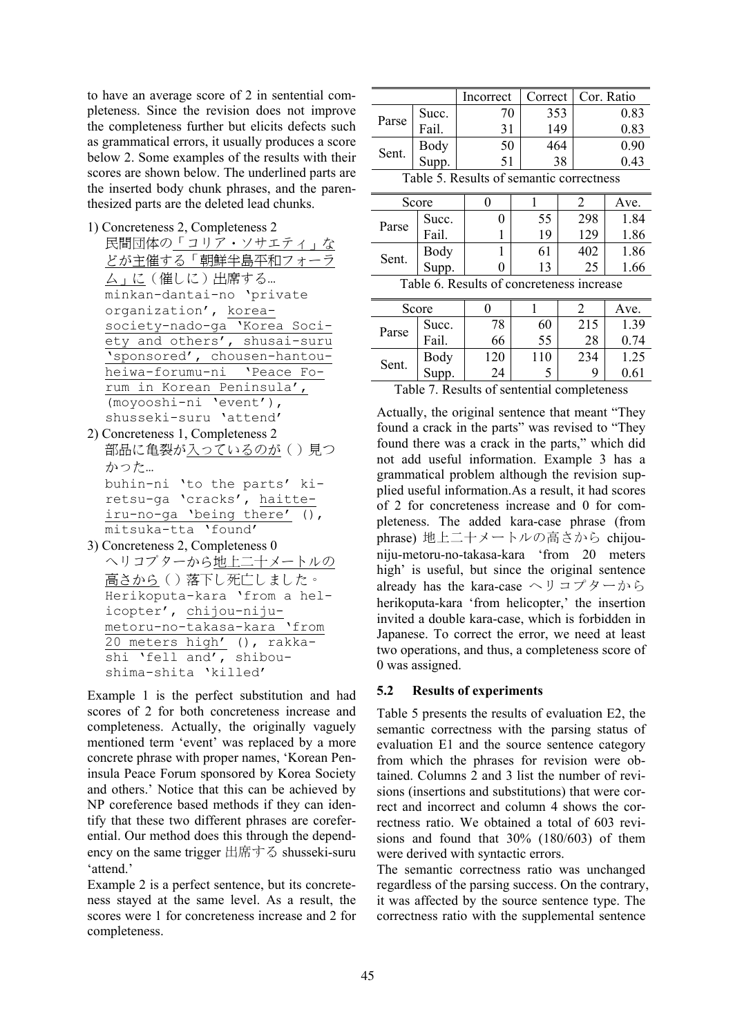to have an average score of 2 in sentential completeness. Since the revision does not improve the completeness further but elicits defects such as grammatical errors, it usually produces a score below 2. Some examples of the results with their scores are shown below. The underlined parts are the inserted body chunk phrases, and the parenthesized parts are the deleted lead chunks.

1) Concreteness 2, Completeness 2
   民間団体の「コリア・ソサエティ」などが主催する「朝鮮半島平和フォーラム」に（催しに）出席する…
   minkan-dantai-no 'private organization', korea-society-nado-ga 'Korea Society and others', shusai-suru 'sponsored', chousen-hantou-heiwa-forumu-ni 'Peace Forum in Korean Peninsula', (moyooshi-ni 'event'), shusseki-suru 'attend'
2) Concreteness 1, Completeness 2
   部品に亀裂が入っているのが（）見つかった…
   buhin-ni 'to the parts' kiretsu-ga 'cracks', haitte-iru-no-ga 'being there' (), mitsuka-tta 'found'
3) Concreteness 2, Completeness 0
   ヘリコプターから地上二十メートルの高さから（）落下し死亡しました。
   Herikoputa-kara 'from a helicopter', chijou-niju-metoru-no-takasa-kara 'from 20 meters high' (), rakka-shi 'fell and', shibou-shima-shita 'killed'

Example 1 is the perfect substitution and had scores of 2 for both concreteness increase and completeness. Actually, the originally vaguely mentioned term 'event' was replaced by a more concrete phrase with proper names, 'Korean Peninsula Peace Forum sponsored by Korea Society and others.' Notice that this can be achieved by NP coreference based methods if they can identify that these two different phrases are coreferential. Our method does this through the dependency on the same trigger 出席する shusseki-suru 'attend.'

Example 2 is a perfect sentence, but its concreteness stayed at the same level. As a result, the scores were 1 for concreteness increase and 2 for completeness.

| | | Incorrect | Correct | Cor. Ratio |
|---|---|---|---|---|
| Parse | Succ. | 70 | 353 | 0.83 |
| | Fail. | 31 | 149 | 0.83 |
| Sent. | Body | 50 | 464 | 0.90 |
| | Supp. | 51 | 38 | 0.43 |

Table 5. Results of semantic correctness

| Score | | 0 | 1 | 2 | Ave. |
|---|---|---|---|---|---|
| Parse | Succ. | 0 | 55 | 298 | 1.84 |
| | Fail. | 1 | 19 | 129 | 1.86 |
| Sent. | Body | 1 | 61 | 402 | 1.86 |
| | Supp. | 0 | 13 | 25 | 1.66 |

Table 6. Results of concreteness increase

| Score | | 0 | 1 | 2 | Ave. |
|---|---|---|---|---|---|
| Parse | Succ. | 78 | 60 | 215 | 1.39 |
| | Fail. | 66 | 55 | 28 | 0.74 |
| Sent. | Body | 120 | 110 | 234 | 1.25 |
| | Supp. | 24 | 5 | 9 | 0.61 |

Table 7. Results of sentential completeness

Actually, the original sentence that meant "They found a crack in the parts" was revised to "They found there was a crack in the parts," which did not add useful information. Example 3 has a grammatical problem although the revision supplied useful information. As a result, it had scores of 2 for concreteness increase and 0 for completeness. The added kara-case phrase (from phrase) 地上二十メートルの高さから chijou-niju-metoru-no-takasa-kara 'from 20 meters high' is useful, but since the original sentence already has the kara-case ヘリコプターから herikoputa-kara 'from helicopter,' the insertion invited a double kara-case, which is forbidden in Japanese. To correct the error, we need at least two operations, and thus, a completeness score of 0 was assigned.

### 5.2 Results of experiments

Table 5 presents the results of evaluation E2, the semantic correctness with the parsing status of evaluation E1 and the source sentence category from which the phrases for revision were obtained. Columns 2 and 3 list the number of revisions (insertions and substitutions) that were correct and incorrect and column 4 shows the correctness ratio. We obtained a total of 603 revisions and found that 30% (180/603) of them were derived with syntactic errors.

The semantic correctness ratio was unchanged regardless of the parsing success. On the contrary, it was affected by the source sentence type. The correctness ratio with the supplemental sentence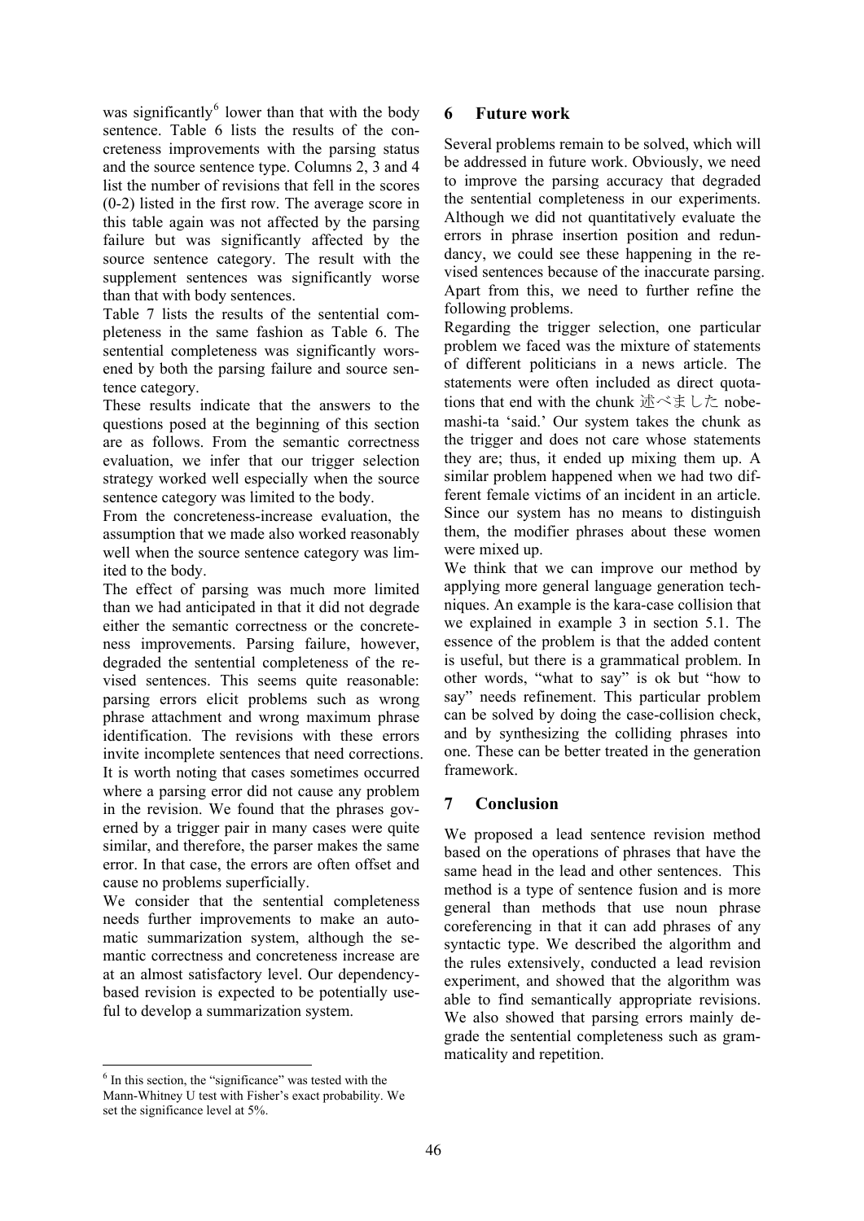was significantly[6] lower than that with the body sentence. Table 6 lists the results of the concreteness improvements with the parsing status and the source sentence type. Columns 2, 3 and 4 list the number of revisions that fell in the scores (0-2) listed in the first row. The average score in this table again was not affected by the parsing failure but was significantly affected by the source sentence category. The result with the supplement sentences was significantly worse than that with body sentences.

Table 7 lists the results of the sentential completeness in the same fashion as Table 6. The sentential completeness was significantly worsened by both the parsing failure and source sentence category.

These results indicate that the answers to the questions posed at the beginning of this section are as follows. From the semantic correctness evaluation, we infer that our trigger selection strategy worked well especially when the source sentence category was limited to the body.

From the concreteness-increase evaluation, the assumption that we made also worked reasonably well when the source sentence category was limited to the body.

The effect of parsing was much more limited than we had anticipated in that it did not degrade either the semantic correctness or the concreteness improvements. Parsing failure, however, degraded the sentential completeness of the revised sentences. This seems quite reasonable: parsing errors elicit problems such as wrong phrase attachment and wrong maximum phrase identification. The revisions with these errors invite incomplete sentences that need corrections. It is worth noting that cases sometimes occurred where a parsing error did not cause any problem in the revision. We found that the phrases governed by a trigger pair in many cases were quite similar, and therefore, the parser makes the same error. In that case, the errors are often offset and cause no problems superficially.

We consider that the sentential completeness needs further improvements to make an automatic summarization system, although the semantic correctness and concreteness increase are at an almost satisfactory level. Our dependency-based revision is expected to be potentially useful to develop a summarization system.

[6] In this section, the "significance" was tested with the Mann-Whitney U test with Fisher's exact probability. We set the significance level at 5%.

## 6 Future work

Several problems remain to be solved, which will be addressed in future work. Obviously, we need to improve the parsing accuracy that degraded the sentential completeness in our experiments. Although we did not quantitatively evaluate the errors in phrase insertion position and redundancy, we could see these happening in the revised sentences because of the inaccurate parsing. Apart from this, we need to further refine the following problems.

Regarding the trigger selection, one particular problem we faced was the mixture of statements of different politicians in a news article. The statements were often included as direct quotations that end with the chunk 述べました nobemashi-ta 'said.' Our system takes the chunk as the trigger and does not care whose statements they are; thus, it ended up mixing them up. A similar problem happened when we had two different female victims of an incident in an article. Since our system has no means to distinguish them, the modifier phrases about these women were mixed up.

We think that we can improve our method by applying more general language generation techniques. An example is the kara-case collision that we explained in example 3 in section 5.1. The essence of the problem is that the added content is useful, but there is a grammatical problem. In other words, "what to say" is ok but "how to say" needs refinement. This particular problem can be solved by doing the case-collision check, and by synthesizing the colliding phrases into one. These can be better treated in the generation framework.

## 7 Conclusion

We proposed a lead sentence revision method based on the operations of phrases that have the same head in the lead and other sentences. This method is a type of sentence fusion and is more general than methods that use noun phrase coreferencing in that it can add phrases of any syntactic type. We described the algorithm and the rules extensively, conducted a lead revision experiment, and showed that the algorithm was able to find semantically appropriate revisions. We also showed that parsing errors mainly degrade the sentential completeness such as grammaticality and repetition.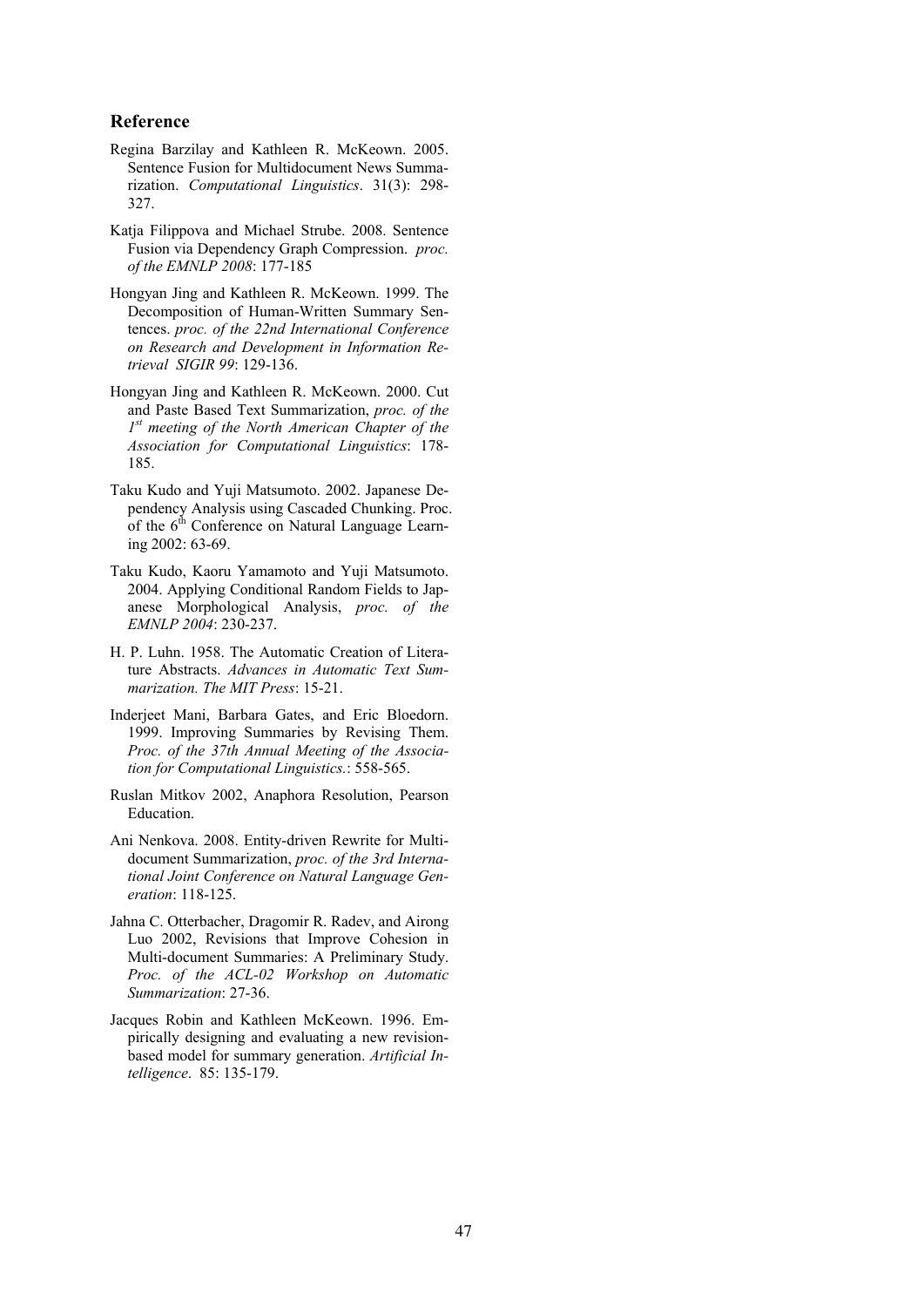## Reference

Regina Barzilay and Kathleen R. McKeown. 2005. Sentence Fusion for Multidocument News Summarization. *Computational Linguistics*. 31(3): 298-327.

Katja Filippova and Michael Strube. 2008. Sentence Fusion via Dependency Graph Compression. *proc. of the EMNLP 2008*: 177-185

Hongyan Jing and Kathleen R. McKeown. 1999. The Decomposition of Human-Written Summary Sentences. *proc. of the 22nd International Conference on Research and Development in Information Retrieval SIGIR 99*: 129-136.

Hongyan Jing and Kathleen R. McKeown. 2000. Cut and Paste Based Text Summarization, *proc. of the 1st meeting of the North American Chapter of the Association for Computational Linguistics*: 178-185.

Taku Kudo and Yuji Matsumoto. 2002. Japanese Dependency Analysis using Cascaded Chunking. Proc. of the 6th Conference on Natural Language Learning 2002: 63-69.

Taku Kudo, Kaoru Yamamoto and Yuji Matsumoto. 2004. Applying Conditional Random Fields to Japanese Morphological Analysis, *proc. of the EMNLP 2004*: 230-237.

H. P. Luhn. 1958. The Automatic Creation of Literature Abstracts. *Advances in Automatic Text Summarization. The MIT Press*: 15-21.

Inderjeet Mani, Barbara Gates, and Eric Bloedorn. 1999. Improving Summaries by Revising Them. *Proc. of the 37th Annual Meeting of the Association for Computational Linguistics.*: 558-565.

Ruslan Mitkov 2002, Anaphora Resolution, Pearson Education.

Ani Nenkova. 2008. Entity-driven Rewrite for Multi-document Summarization, *proc. of the 3rd International Joint Conference on Natural Language Generation*: 118-125.

Jahna C. Otterbacher, Dragomir R. Radev, and Airong Luo 2002, Revisions that Improve Cohesion in Multi-document Summaries: A Preliminary Study. *Proc. of the ACL-02 Workshop on Automatic Summarization*: 27-36.

Jacques Robin and Kathleen McKeown. 1996. Empirically designing and evaluating a new revision-based model for summary generation. *Artificial Intelligence*. 85: 135-179.